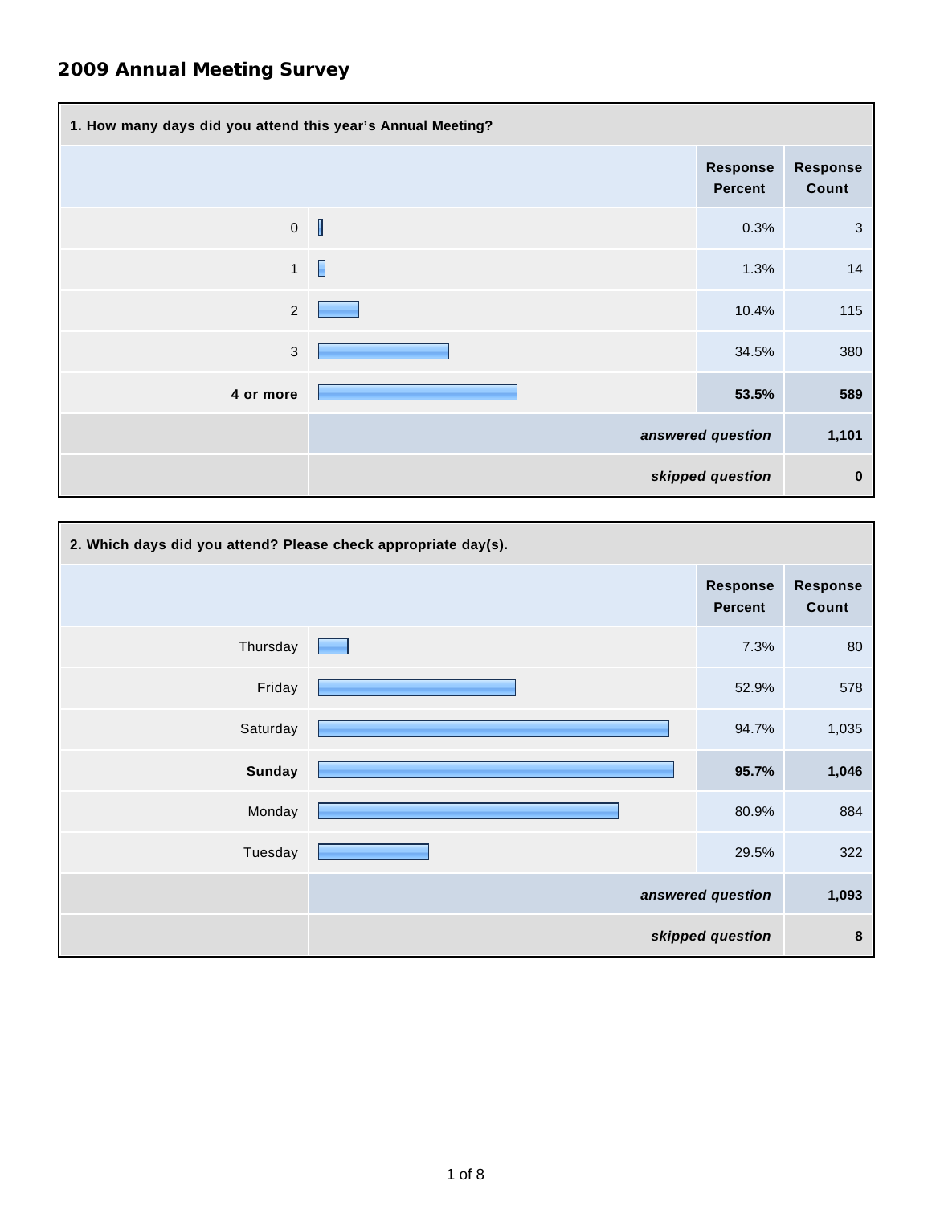# 2009 Annual Meeting Survey

| 1. How many days did you attend this year's Annual Meeting? | Response Percent | Response Count |
|---|---|---|
| 0 | 0.3% | 3 |
| 1 | 1.3% | 14 |
| 2 | 10.4% | 115 |
| 3 | 34.5% | 380 |
| **4 or more** | **53.5%** | **589** |
| | ***answered question*** | **1,101** |
| | ***skipped question*** | **0** |

| 2. Which days did you attend? Please check appropriate day(s). | Response Percent | Response Count |
|---|---|---|
| Thursday | 7.3% | 80 |
| Friday | 52.9% | 578 |
| Saturday | 94.7% | 1,035 |
| **Sunday** | **95.7%** | **1,046** |
| Monday | 80.9% | 884 |
| Tuesday | 29.5% | 322 |
| | ***answered question*** | **1,093** |
| | ***skipped question*** | **8** |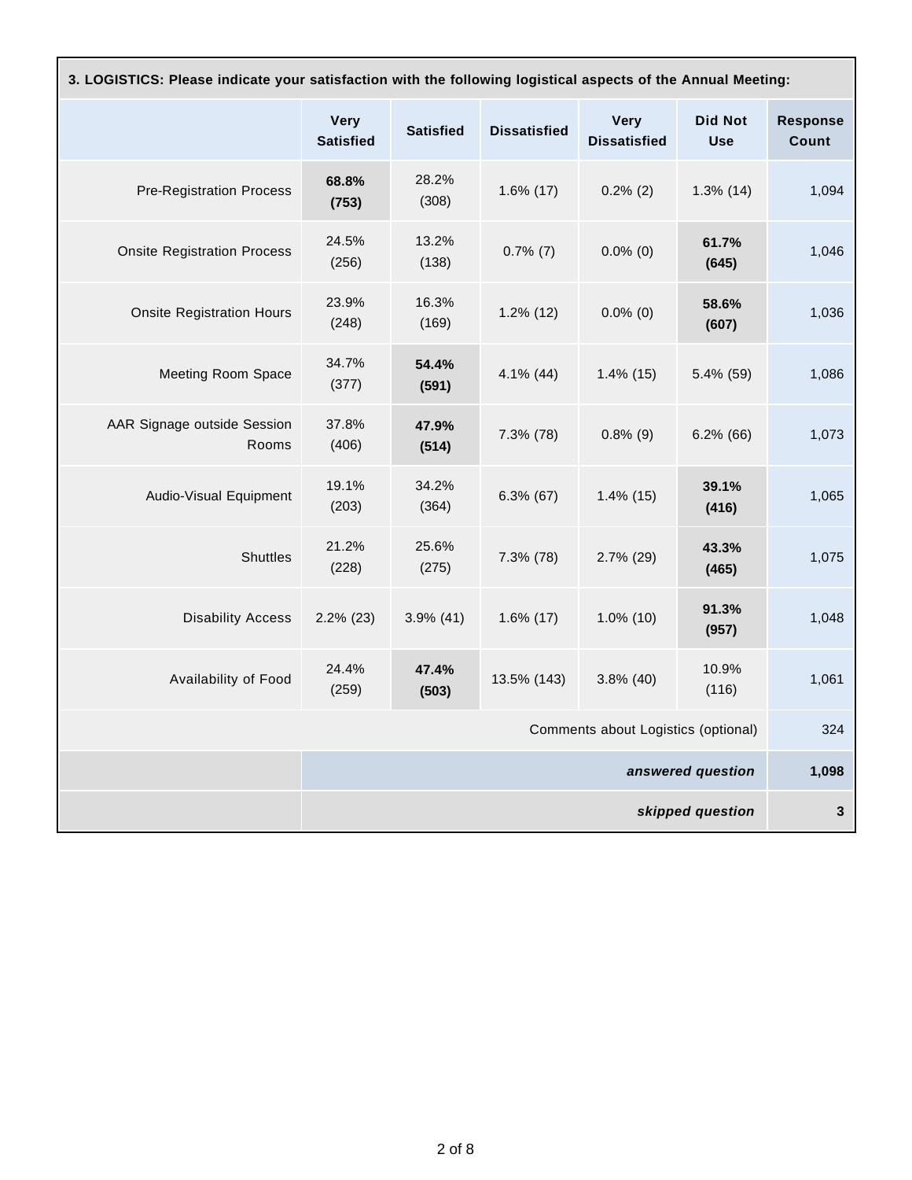| 3. LOGISTICS: Please indicate your satisfaction with the following logistical aspects of the Annual Meeting: | | | | | | |
|---|---|---|---|---|---|---|
| | **Very Satisfied** | **Satisfied** | **Dissatisfied** | **Very Dissatisfied** | **Did Not Use** | **Response Count** |
| Pre-Registration Process | **68.8% (753)** | 28.2% (308) | 1.6% (17) | 0.2% (2) | 1.3% (14) | 1,094 |
| Onsite Registration Process | 24.5% (256) | 13.2% (138) | 0.7% (7) | 0.0% (0) | **61.7% (645)** | 1,046 |
| Onsite Registration Hours | 23.9% (248) | 16.3% (169) | 1.2% (12) | 0.0% (0) | **58.6% (607)** | 1,036 |
| Meeting Room Space | 34.7% (377) | **54.4% (591)** | 4.1% (44) | 1.4% (15) | 5.4% (59) | 1,086 |
| AAR Signage outside Session Rooms | 37.8% (406) | **47.9% (514)** | 7.3% (78) | 0.8% (9) | 6.2% (66) | 1,073 |
| Audio-Visual Equipment | 19.1% (203) | 34.2% (364) | 6.3% (67) | 1.4% (15) | **39.1% (416)** | 1,065 |
| Shuttles | 21.2% (228) | 25.6% (275) | 7.3% (78) | 2.7% (29) | **43.3% (465)** | 1,075 |
| Disability Access | 2.2% (23) | 3.9% (41) | 1.6% (17) | 1.0% (10) | **91.3% (957)** | 1,048 |
| Availability of Food | 24.4% (259) | **47.4% (503)** | 13.5% (143) | 3.8% (40) | 10.9% (116) | 1,061 |
| Comments about Logistics (optional) | | | | | | 324 |
| | | | | | ***answered question*** | **1,098** |
| | | | | | ***skipped question*** | **3** |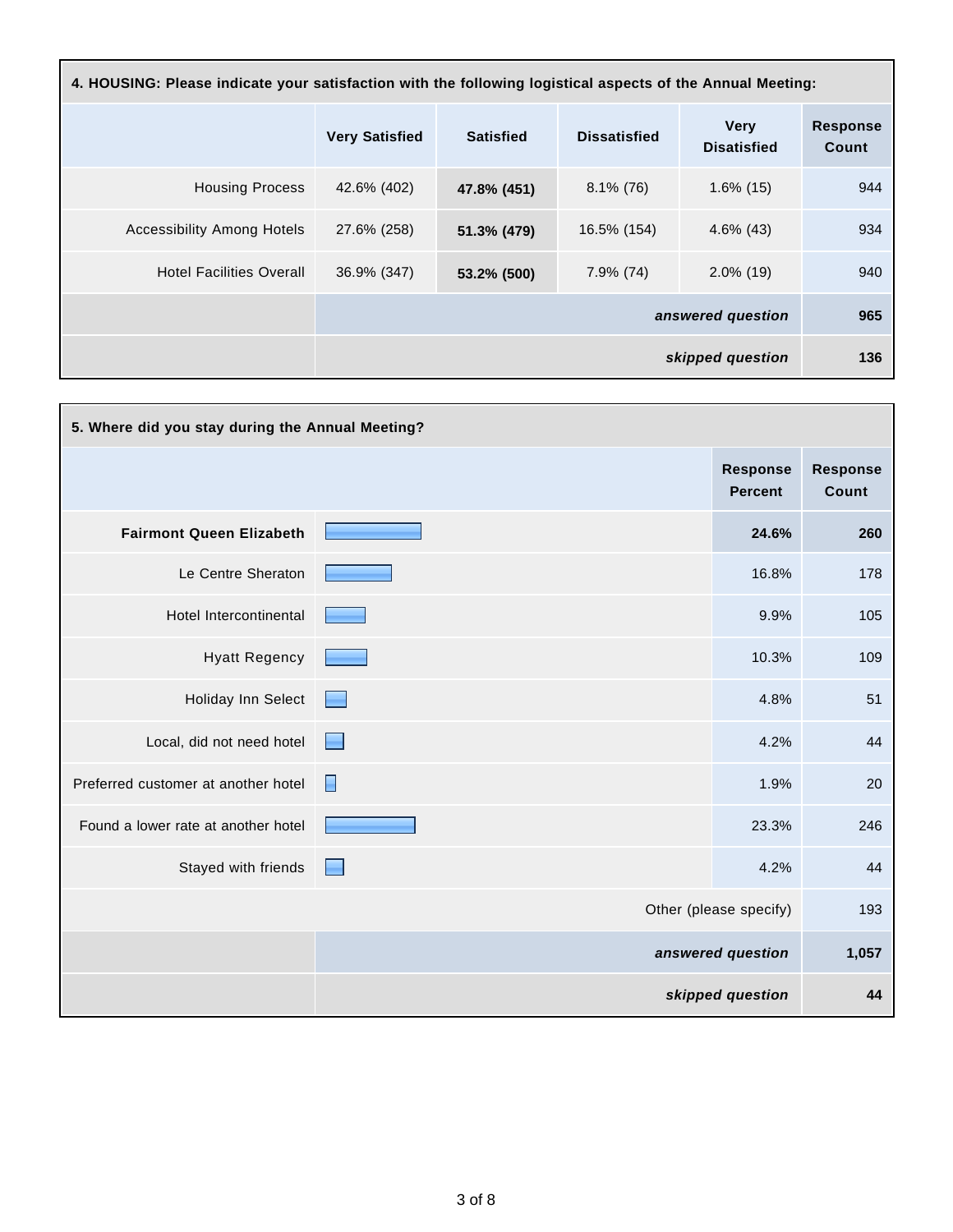| 4. HOUSING: Please indicate your satisfaction with the following logistical aspects of the Annual Meeting: | | | | | |
|---|---|---|---|---|---|
| | Very Satisfied | Satisfied | Dissatisfied | Very Disatisfied | Response Count |
| Housing Process | 42.6% (402) | **47.8% (451)** | 8.1% (76) | 1.6% (15) | 944 |
| Accessibility Among Hotels | 27.6% (258) | **51.3% (479)** | 16.5% (154) | 4.6% (43) | 934 |
| Hotel Facilities Overall | 36.9% (347) | **53.2% (500)** | 7.9% (74) | 2.0% (19) | 940 |
| | | | | ***answered question*** | **965** |
| | | | | ***skipped question*** | **136** |

| 5. Where did you stay during the Annual Meeting? | Response Percent | Response Count |
|---|---|---|
| **Fairmont Queen Elizabeth** | **24.6%** | **260** |
| Le Centre Sheraton | 16.8% | 178 |
| Hotel Intercontinental | 9.9% | 105 |
| Hyatt Regency | 10.3% | 109 |
| Holiday Inn Select | 4.8% | 51 |
| Local, did not need hotel | 4.2% | 44 |
| Preferred customer at another hotel | 1.9% | 20 |
| Found a lower rate at another hotel | 23.3% | 246 |
| Stayed with friends | 4.2% | 44 |
| | Other (please specify) | 193 |
| | ***answered question*** | **1,057** |
| | ***skipped question*** | **44** |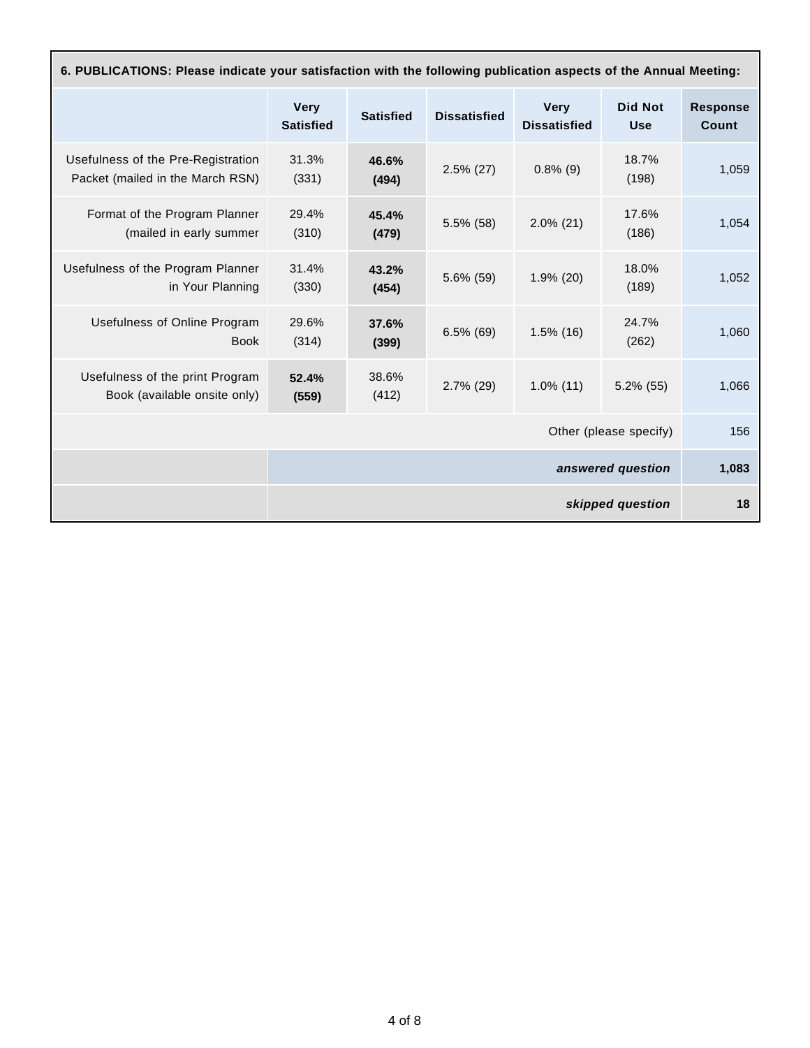**6. PUBLICATIONS: Please indicate your satisfaction with the following publication aspects of the Annual Meeting:**

| | Very Satisfied | Satisfied | Dissatisfied | Very Dissatisfied | Did Not Use | Response Count |
|---|---|---|---|---|---|---|
| Usefulness of the Pre-Registration Packet (mailed in the March RSN) | 31.3% (331) | **46.6% (494)** | 2.5% (27) | 0.8% (9) | 18.7% (198) | 1,059 |
| Format of the Program Planner (mailed in early summer | 29.4% (310) | **45.4% (479)** | 5.5% (58) | 2.0% (21) | 17.6% (186) | 1,054 |
| Usefulness of the Program Planner in Your Planning | 31.4% (330) | **43.2% (454)** | 5.6% (59) | 1.9% (20) | 18.0% (189) | 1,052 |
| Usefulness of Online Program Book | 29.6% (314) | **37.6% (399)** | 6.5% (69) | 1.5% (16) | 24.7% (262) | 1,060 |
| Usefulness of the print Program Book (available onsite only) | **52.4% (559)** | 38.6% (412) | 2.7% (29) | 1.0% (11) | 5.2% (55) | 1,066 |
| | | | | | Other (please specify) | 156 |
| | | | | | ***answered question*** | **1,083** |
| | | | | | ***skipped question*** | **18** |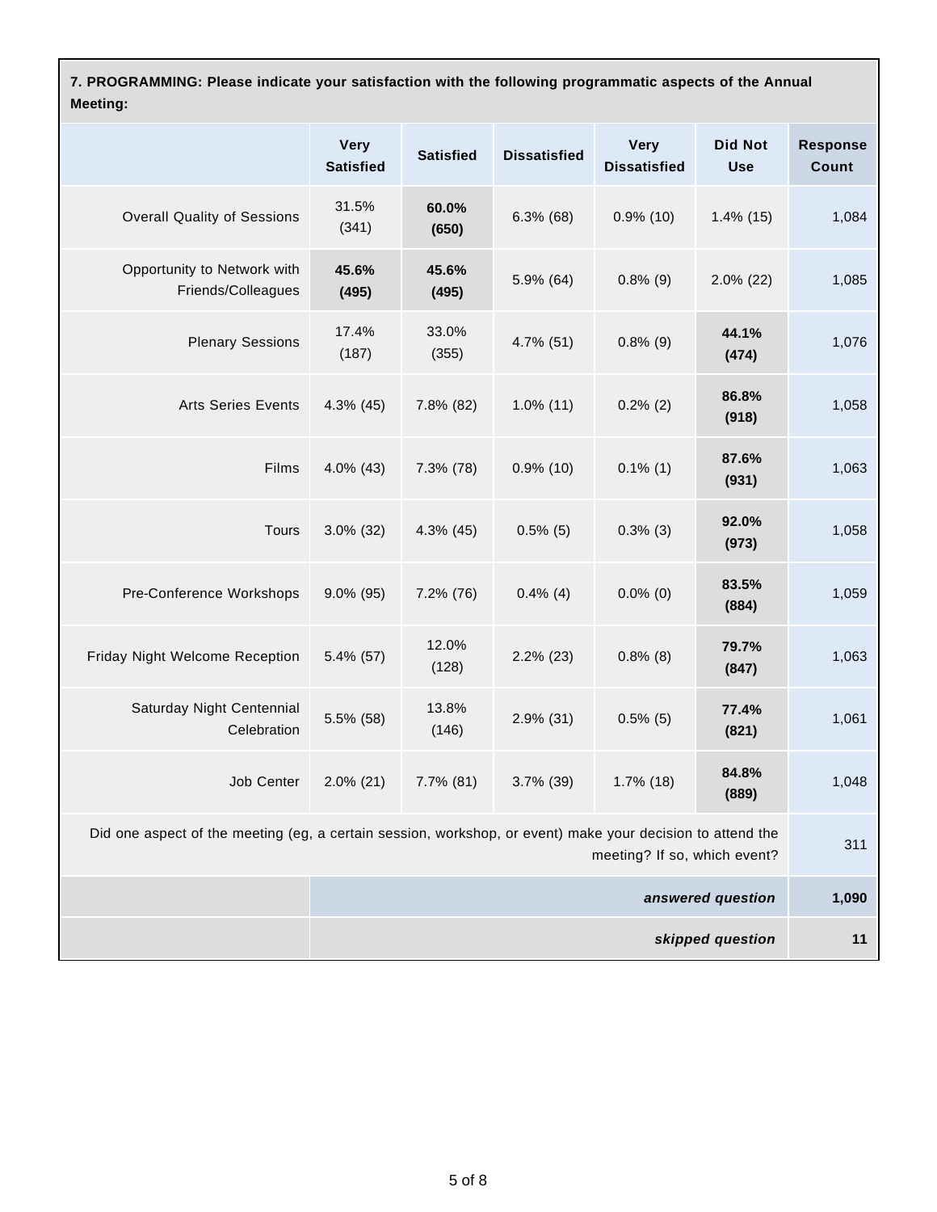**7. PROGRAMMING: Please indicate your satisfaction with the following programmatic aspects of the Annual Meeting:**

| | Very Satisfied | Satisfied | Dissatisfied | Very Dissatisfied | Did Not Use | Response Count |
|---|---|---|---|---|---|---|
| Overall Quality of Sessions | 31.5% (341) | **60.0% (650)** | 6.3% (68) | 0.9% (10) | 1.4% (15) | 1,084 |
| Opportunity to Network with Friends/Colleagues | **45.6% (495)** | **45.6% (495)** | 5.9% (64) | 0.8% (9) | 2.0% (22) | 1,085 |
| Plenary Sessions | 17.4% (187) | 33.0% (355) | 4.7% (51) | 0.8% (9) | **44.1% (474)** | 1,076 |
| Arts Series Events | 4.3% (45) | 7.8% (82) | 1.0% (11) | 0.2% (2) | **86.8% (918)** | 1,058 |
| Films | 4.0% (43) | 7.3% (78) | 0.9% (10) | 0.1% (1) | **87.6% (931)** | 1,063 |
| Tours | 3.0% (32) | 4.3% (45) | 0.5% (5) | 0.3% (3) | **92.0% (973)** | 1,058 |
| Pre-Conference Workshops | 9.0% (95) | 7.2% (76) | 0.4% (4) | 0.0% (0) | **83.5% (884)** | 1,059 |
| Friday Night Welcome Reception | 5.4% (57) | 12.0% (128) | 2.2% (23) | 0.8% (8) | **79.7% (847)** | 1,063 |
| Saturday Night Centennial Celebration | 5.5% (58) | 13.8% (146) | 2.9% (31) | 0.5% (5) | **77.4% (821)** | 1,061 |
| Job Center | 2.0% (21) | 7.7% (81) | 3.7% (39) | 1.7% (18) | **84.8% (889)** | 1,048 |
| Did one aspect of the meeting (eg, a certain session, workshop, or event) make your decision to attend the meeting? If so, which event? | | | | | | 311 |
| | | | | | ***answered question*** | **1,090** |
| | | | | | ***skipped question*** | **11** |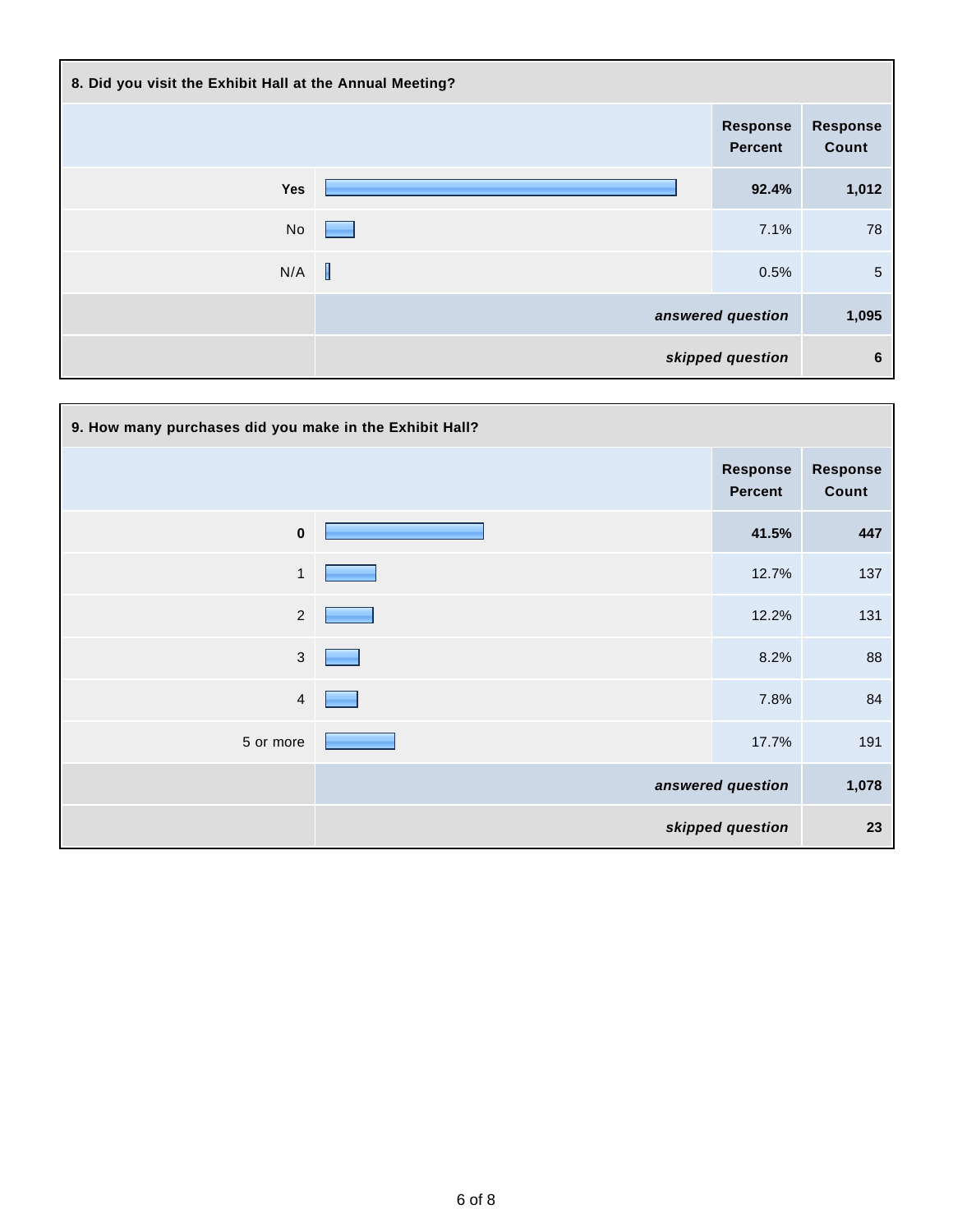**8. Did you visit the Exhibit Hall at the Annual Meeting?**

| | Response Percent | Response Count |
|---|---|---|
| **Yes** | **92.4%** | **1,012** |
| No | 7.1% | 78 |
| N/A | 0.5% | 5 |
| | ***answered question*** | **1,095** |
| | ***skipped question*** | **6** |

**9. How many purchases did you make in the Exhibit Hall?**

| | Response Percent | Response Count |
|---|---|---|
| **0** | **41.5%** | **447** |
| 1 | 12.7% | 137 |
| 2 | 12.2% | 131 |
| 3 | 8.2% | 88 |
| 4 | 7.8% | 84 |
| 5 or more | 17.7% | 191 |
| | ***answered question*** | **1,078** |
| | ***skipped question*** | **23** |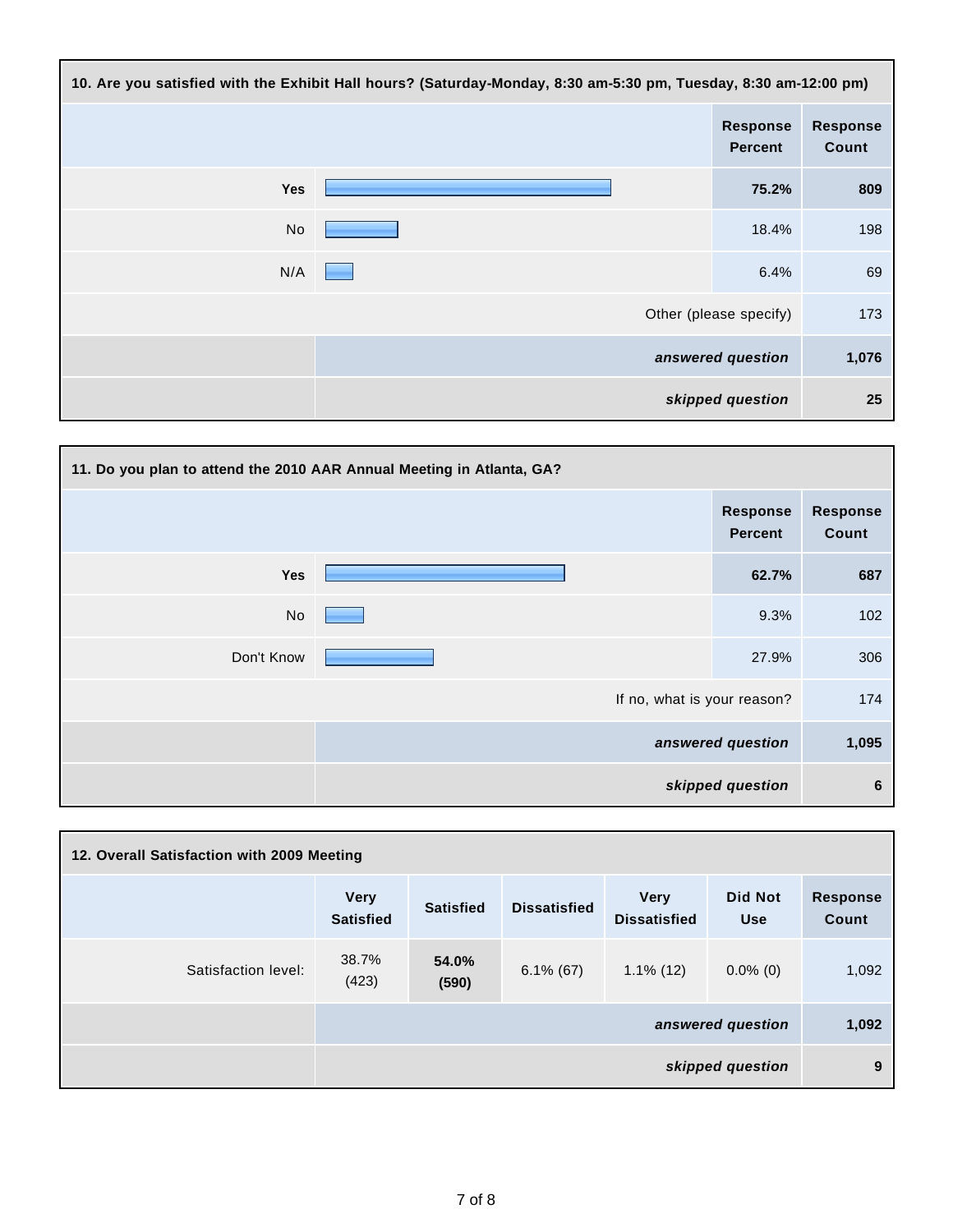### 10. Are you satisfied with the Exhibit Hall hours? (Saturday-Monday, 8:30 am-5:30 pm, Tuesday, 8:30 am-12:00 pm)

| | Response Percent | Response Count |
|---|---|---|
| **Yes** | **75.2%** | **809** |
| No | 18.4% | 198 |
| N/A | 6.4% | 69 |
| Other (please specify) | | 173 |
| ***answered question*** | | **1,076** |
| ***skipped question*** | | **25** |

### 11. Do you plan to attend the 2010 AAR Annual Meeting in Atlanta, GA?

| | Response Percent | Response Count |
|---|---|---|
| **Yes** | **62.7%** | **687** |
| No | 9.3% | 102 |
| Don't Know | 27.9% | 306 |
| If no, what is your reason? | | 174 |
| ***answered question*** | | **1,095** |
| ***skipped question*** | | **6** |

### 12. Overall Satisfaction with 2009 Meeting

| | Very Satisfied | Satisfied | Dissatisfied | Very Dissatisfied | Did Not Use | Response Count |
|---|---|---|---|---|---|---|
| Satisfaction level: | 38.7% (423) | **54.0% (590)** | 6.1% (67) | 1.1% (12) | 0.0% (0) | 1,092 |
| ***answered question*** | | | | | | **1,092** |
| ***skipped question*** | | | | | | **9** |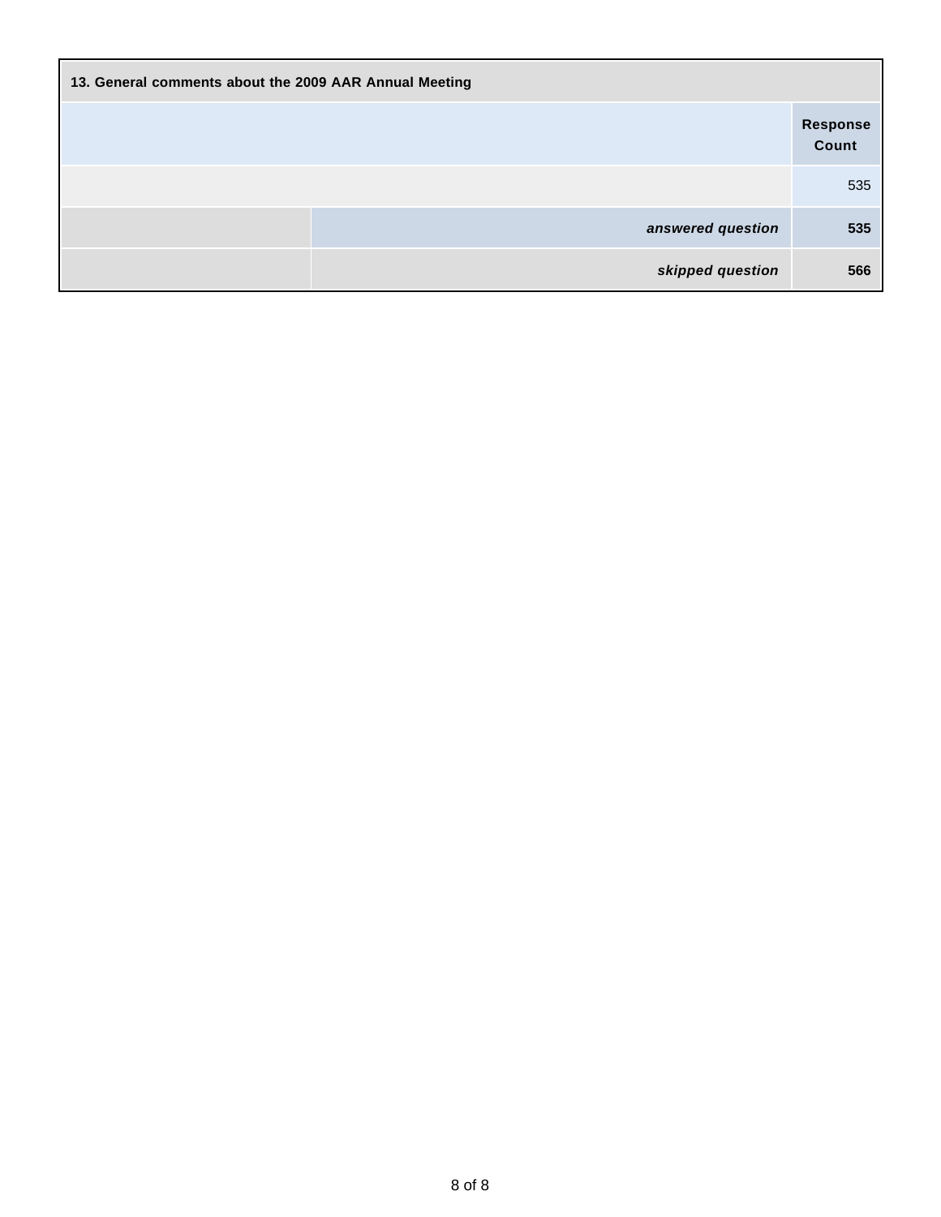| 13. General comments about the 2009 AAR Annual Meeting | | |
| --- | --- | --- |
| | | Response Count |
| | | 535 |
| | ***answered question*** | **535** |
| | ***skipped question*** | **566** |